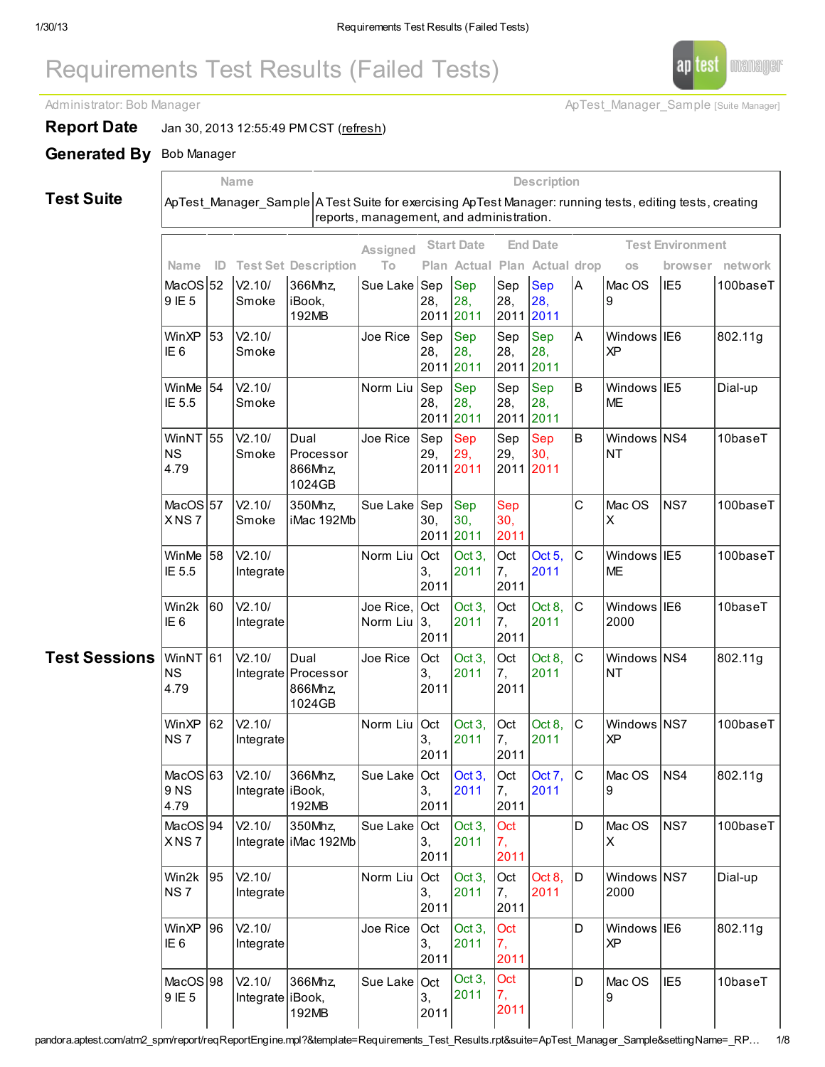# Requirements Test Results (Failed Tests)

Administrator: Bob Manager

ApTest_Manager_Sample [Suite Manager]

**Report Date** Jan 30, 2013 12:55:49 PM CST (refresh)

**Generated By** Bob Manager

## Test Suite

| Name | Description |
|---|---|
| ApTest_Manager_Sample | A Test Suite for exercising ApTest Manager: running tests, editing tests, creating reports, management, and administration. |

## Test Sessions

| Name | ID | Test Set | Description | Assigned To | Start Date | | End Date | | drop | Test Environment | | |
|---|---|---|---|---|---|---|---|---|---|---|---|---|
| | | | | | Plan | Actual | Plan | Actual | | os | browser | network |
| MacOS 9 IE 5 | 52 | V2.10/ Smoke | 366Mhz, iBook, 192MB | Sue Lake | Sep 28, 2011 | Sep 28, 2011 | Sep 28, 2011 | Sep 28, 2011 | A | Mac OS 9 | IE5 | 100baseT |
| WinXP IE 6 | 53 | V2.10/ Smoke | | Joe Rice | Sep 28, 2011 | Sep 28, 2011 | Sep 28, 2011 | Sep 28, 2011 | A | Windows XP | IE6 | 802.11g |
| WinMe IE 5.5 | 54 | V2.10/ Smoke | | Norm Liu | Sep 28, 2011 | Sep 28, 2011 | Sep 28, 2011 | Sep 28, 2011 | B | Windows ME | IE5 | Dial-up |
| WinNT NS 4.79 | 55 | V2.10/ Smoke | Dual Processor 866Mhz, 1024GB | Joe Rice | Sep 29, 2011 | Sep 29, 2011 | Sep 29, 2011 | Sep 30, 2011 | B | Windows NT | NS4 | 10baseT |
| MacOS X NS 7 | 57 | V2.10/ Smoke | 350Mhz, iMac 192Mb | Sue Lake | Sep 30, 2011 | Sep 30, 2011 | Sep 30, 2011 | | C | Mac OS X | NS7 | 100baseT |
| WinMe IE 5.5 | 58 | V2.10/ Integrate | | Norm Liu | Oct 3, 2011 | Oct 3, 2011 | Oct 7, 2011 | Oct 5, 2011 | C | Windows ME | IE5 | 100baseT |
| Win2k IE 6 | 60 | V2.10/ Integrate | | Joe Rice, Norm Liu | Oct 3, 2011 | Oct 3, 2011 | Oct 7, 2011 | Oct 8, 2011 | C | Windows 2000 | IE6 | 10baseT |
| WinNT NS 4.79 | 61 | V2.10/ Integrate | Dual Processor 866Mhz, 1024GB | Joe Rice | Oct 3, 2011 | Oct 3, 2011 | Oct 7, 2011 | Oct 8, 2011 | C | Windows NT | NS4 | 802.11g |
| WinXP NS 7 | 62 | V2.10/ Integrate | | Norm Liu | Oct 3, 2011 | Oct 3, 2011 | Oct 7, 2011 | Oct 8, 2011 | C | Windows XP | NS7 | 100baseT |
| MacOS 9 NS 4.79 | 63 | V2.10/ Integrate | 366Mhz, iBook, 192MB | Sue Lake | Oct 3, 2011 | Oct 3, 2011 | Oct 7, 2011 | Oct 7, 2011 | C | Mac OS 9 | NS4 | 802.11g |
| MacOS X NS 7 | 94 | V2.10/ Integrate | 350Mhz, iMac 192Mb | Sue Lake | Oct 3, 2011 | Oct 3, 2011 | Oct 7, 2011 | | D | Mac OS X | NS7 | 100baseT |
| Win2k NS 7 | 95 | V2.10/ Integrate | | Norm Liu | Oct 3, 2011 | Oct 3, 2011 | Oct 7, 2011 | Oct 8, 2011 | D | Windows 2000 | NS7 | Dial-up |
| WinXP IE 6 | 96 | V2.10/ Integrate | | Joe Rice | Oct 3, 2011 | Oct 3, 2011 | Oct 7, 2011 | | D | Windows XP | IE6 | 802.11g |
| MacOS 9 IE 5 | 98 | V2.10/ Integrate | 366Mhz, iBook, 192MB | Sue Lake | Oct 3, 2011 | Oct 3, 2011 | Oct 7, 2011 | | D | Mac OS 9 | IE5 | 10baseT |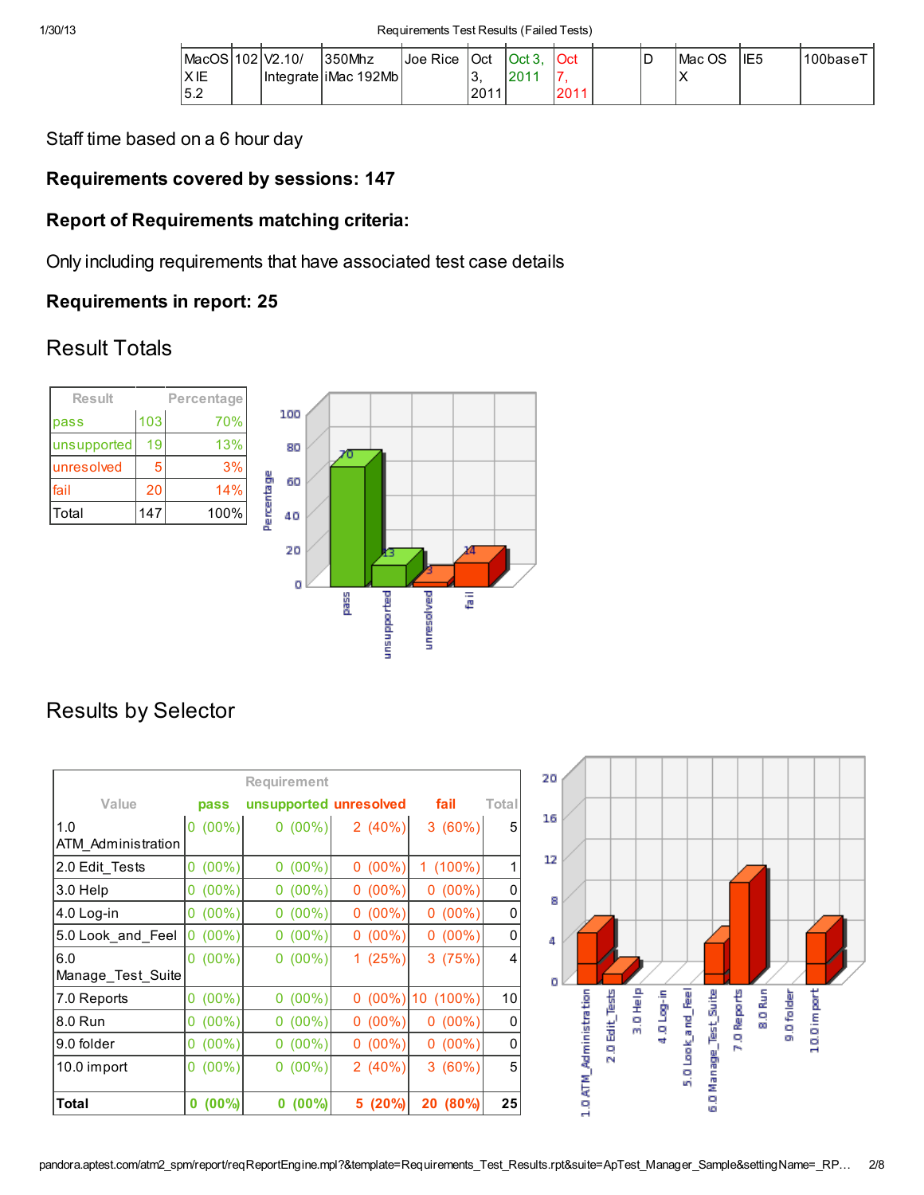| MacOS X IE 5.2 | 102 | V2.10/ Integrate | 350Mhz iMac 192Mb | Joe Rice | Oct 3, 2011 | Oct 3, 2011 | Oct 7, 2011 | | D | Mac OS X | IE5 | 100baseT |
|---|---|---|---|---|---|---|---|---|---|---|---|---|

Staff time based on a 6 hour day

**Requirements covered by sessions: 147**

**Report of Requirements matching criteria:**

Only including requirements that have associated test case details

**Requirements in report: 25**

## Result Totals

| Result | | Percentage |
|---|---|---|
| pass | 103 | 70% |
| unsupported | 19 | 13% |
| unresolved | 5 | 3% |
| fail | 20 | 14% |
| Total | 147 | 100% |

## Results by Selector

| | Requirement | | | | |
|---|---|---|---|---|---|
| Value | pass | unsupported | unresolved | fail | Total |
| 1.0 ATM_Administration | 0 (00%) | 0 (00%) | 2 (40%) | 3 (60%) | 5 |
| 2.0 Edit_Tests | 0 (00%) | 0 (00%) | 0 (00%) | 1 (100%) | 1 |
| 3.0 Help | 0 (00%) | 0 (00%) | 0 (00%) | 0 (00%) | 0 |
| 4.0 Log-in | 0 (00%) | 0 (00%) | 0 (00%) | 0 (00%) | 0 |
| 5.0 Look_and_Feel | 0 (00%) | 0 (00%) | 0 (00%) | 0 (00%) | 0 |
| 6.0 Manage_Test_Suite | 0 (00%) | 0 (00%) | 1 (25%) | 3 (75%) | 4 |
| 7.0 Reports | 0 (00%) | 0 (00%) | 0 (00%) | 10 (100%) | 10 |
| 8.0 Run | 0 (00%) | 0 (00%) | 0 (00%) | 0 (00%) | 0 |
| 9.0 folder | 0 (00%) | 0 (00%) | 0 (00%) | 0 (00%) | 0 |
| 10.0 import | 0 (00%) | 0 (00%) | 2 (40%) | 3 (60%) | 5 |
| **Total** | **0 (00%)** | **0 (00%)** | **5 (20%)** | **20 (80%)** | **25** |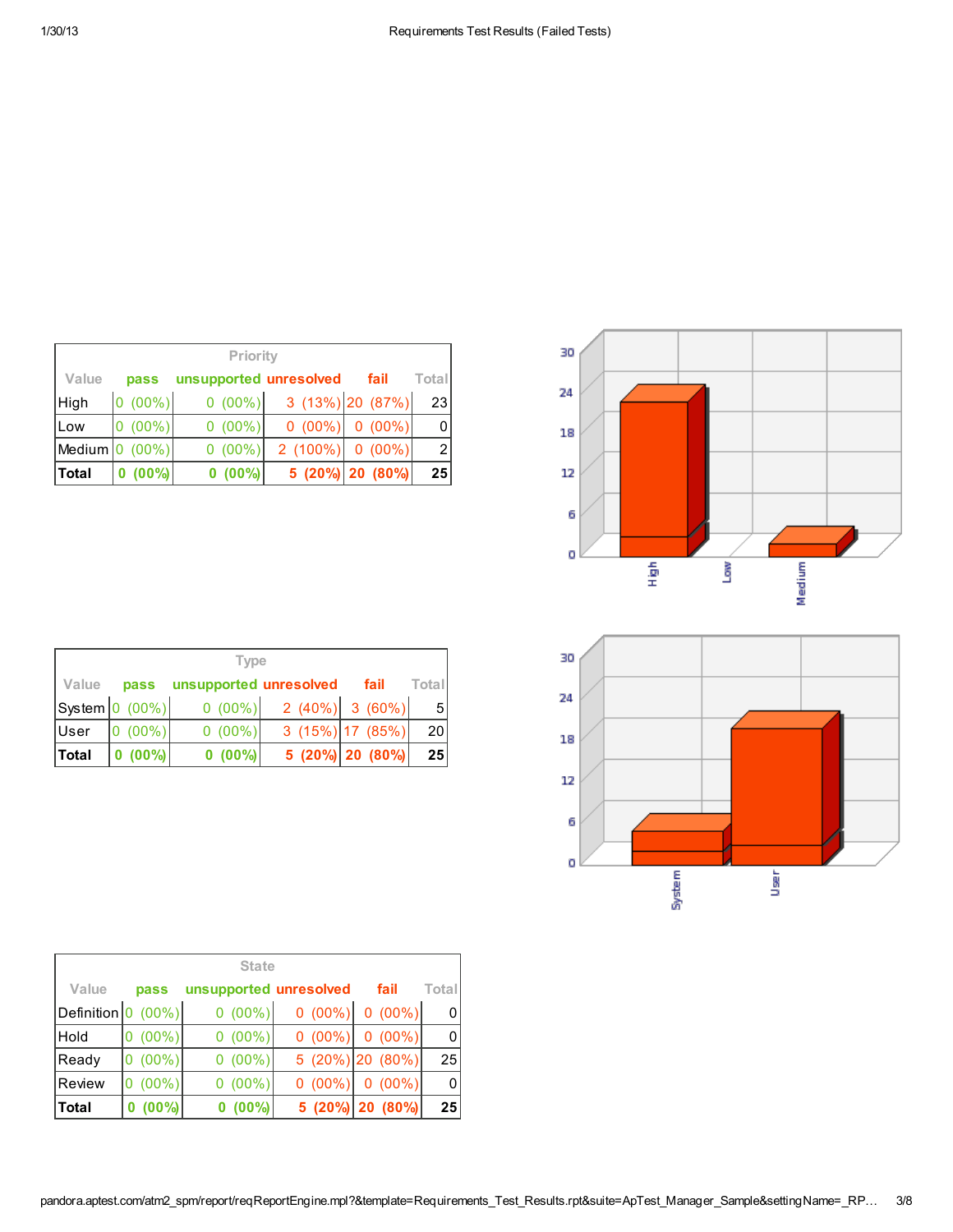| Priority | | | | | |
|---|---|---|---|---|---|
| Value | pass | unsupported | unresolved | fail | Total |
| High | 0 (00%) | 0 (00%) | 3 (13%) | 20 (87%) | 23 |
| Low | 0 (00%) | 0 (00%) | 0 (00%) | 0 (00%) | 0 |
| Medium | 0 (00%) | 0 (00%) | 2 (100%) | 0 (00%) | 2 |
| **Total** | **0 (00%)** | **0 (00%)** | **5 (20%)** | **20 (80%)** | **25** |

| Type | | | | | |
|---|---|---|---|---|---|
| Value | pass | unsupported | unresolved | fail | Total |
| System | 0 (00%) | 0 (00%) | 2 (40%) | 3 (60%) | 5 |
| User | 0 (00%) | 0 (00%) | 3 (15%) | 17 (85%) | 20 |
| **Total** | **0 (00%)** | **0 (00%)** | **5 (20%)** | **20 (80%)** | **25** |

| State | | | | | |
|---|---|---|---|---|---|
| Value | pass | unsupported | unresolved | fail | Total |
| Definition | 0 (00%) | 0 (00%) | 0 (00%) | 0 (00%) | 0 |
| Hold | 0 (00%) | 0 (00%) | 0 (00%) | 0 (00%) | 0 |
| Ready | 0 (00%) | 0 (00%) | 5 (20%) | 20 (80%) | 25 |
| Review | 0 (00%) | 0 (00%) | 0 (00%) | 0 (00%) | 0 |
| **Total** | **0 (00%)** | **0 (00%)** | **5 (20%)** | **20 (80%)** | **25** |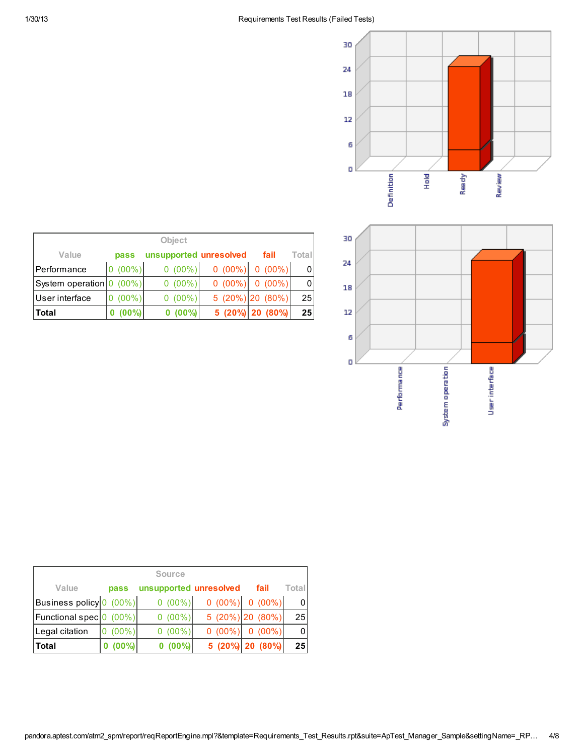| Object | | | | | |
|---|---|---|---|---|---|
| Value | pass | unsupported | unresolved | fail | Total |
| Performance | 0 (00%) | 0 (00%) | 0 (00%) | 0 (00%) | 0 |
| System operation | 0 (00%) | 0 (00%) | 0 (00%) | 0 (00%) | 0 |
| User interface | 0 (00%) | 0 (00%) | 5 (20%) | 20 (80%) | 25 |
| **Total** | **0 (00%)** | **0 (00%)** | **5 (20%)** | **20 (80%)** | **25** |

| Source | | | | | |
|---|---|---|---|---|---|
| Value | pass | unsupported | unresolved | fail | Total |
| Business policy | 0 (00%) | 0 (00%) | 0 (00%) | 0 (00%) | 0 |
| Functional spec | 0 (00%) | 0 (00%) | 5 (20%) | 20 (80%) | 25 |
| Legal citation | 0 (00%) | 0 (00%) | 0 (00%) | 0 (00%) | 0 |
| **Total** | **0 (00%)** | **0 (00%)** | **5 (20%)** | **20 (80%)** | **25** |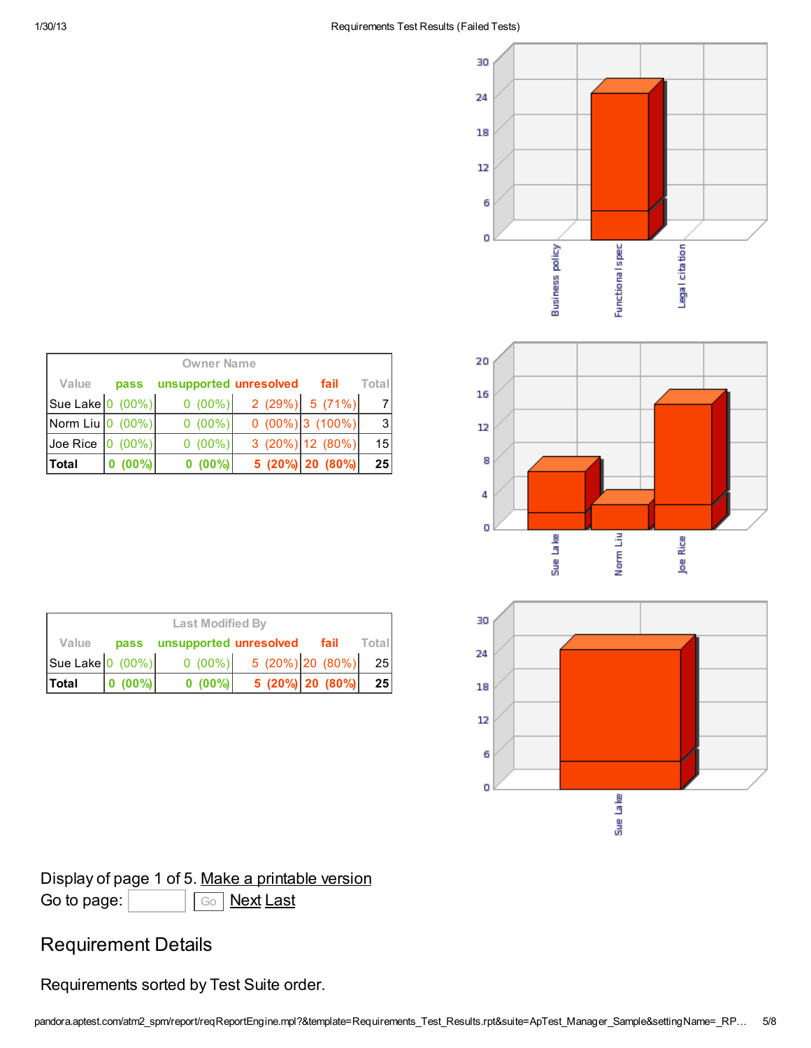| Owner Name | | | | | |
|---|---|---|---|---|---|
| Value | pass | unsupported | unresolved | fail | Total |
| Sue Lake | 0 (00%) | 0 (00%) | 2 (29%) | 5 (71%) | 7 |
| Norm Liu | 0 (00%) | 0 (00%) | 0 (00%) | 3 (100%) | 3 |
| Joe Rice | 0 (00%) | 0 (00%) | 3 (20%) | 12 (80%) | 15 |
| **Total** | **0 (00%)** | **0 (00%)** | **5 (20%)** | **20 (80%)** | **25** |

| Last Modified By | | | | | |
|---|---|---|---|---|---|
| Value | pass | unsupported | unresolved | fail | Total |
| Sue Lake | 0 (00%) | 0 (00%) | 5 (20%) | 20 (80%) | 25 |
| **Total** | **0 (00%)** | **0 (00%)** | **5 (20%)** | **20 (80%)** | **25** |

Display of page 1 of 5. Make a printable version
Go to page: Go Next Last

## Requirement Details

Requirements sorted by Test Suite order.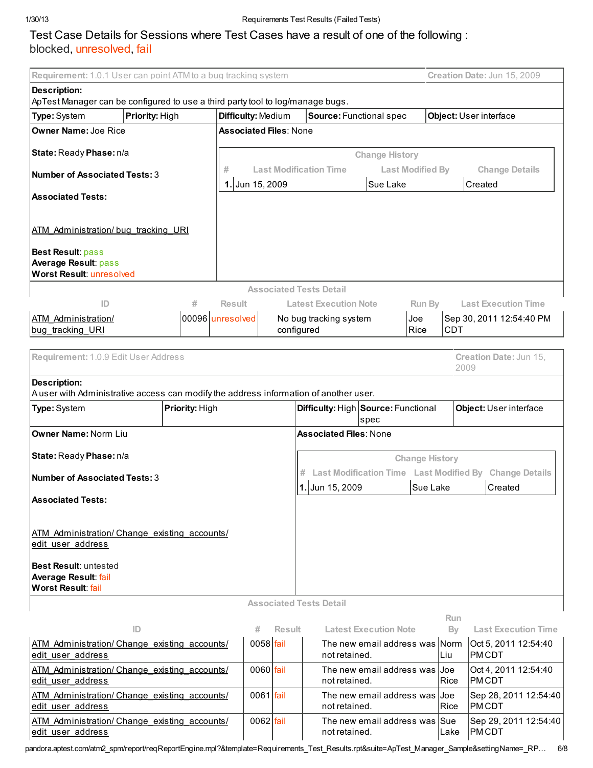# Test Case Details for Sessions where Test Cases have a result of one of the following :

blocked, unresolved, fail

**Requirement:** 1.0.1 User can point ATM to a bug tracking system — **Creation Date:** Jun 15, 2009

**Description:**
ApTest Manager can be configured to use a third party tool to log/manage bugs.

| **Type:** System | **Priority:** High | **Difficulty:** Medium | **Source:** Functional spec | **Object:** User interface |
|---|---|---|---|---|

**Owner Name:** Joe Rice

**State:** Ready **Phase:** n/a

**Number of Associated Tests:** 3

**Associated Tests:**

ATM_Administration/ bug_tracking_URI

**Best Result**: pass
**Average Result**: pass
**Worst Result**: unresolved

**Associated Files**: None

Change History

| # | Last Modification Time | Last Modified By | Change Details |
|---|---|---|---|
| 1. | Jun 15, 2009 | Sue Lake | Created |

Associated Tests Detail

| ID | # | Result | Latest Execution Note | Run By | Last Execution Time |
|---|---|---|---|---|---|
| ATM_Administration/ bug_tracking_URI | 00096 | unresolved | No bug tracking system configured | Joe Rice | Sep 30, 2011 12:54:40 PM CDT |

**Requirement:** 1.0.9 Edit User Address — **Creation Date:** Jun 15, 2009

**Description:**
A user with Administrative access can modify the address information of another user.

| **Type:** System | **Priority:** High | **Difficulty:** High | **Source:** Functional spec | **Object:** User interface |
|---|---|---|---|---|

**Owner Name:** Norm Liu

**State:** Ready **Phase:** n/a

**Number of Associated Tests:** 3

**Associated Tests:**

ATM_Administration/ Change_existing_accounts/ edit_user_address

**Best Result**: untested
**Average Result**: fail
**Worst Result**: fail

**Associated Files**: None

Change History

| # | Last Modification Time | Last Modified By | Change Details |
|---|---|---|---|
| 1. | Jun 15, 2009 | Sue Lake | Created |

Associated Tests Detail

| ID | # | Result | Latest Execution Note | Run By | Last Execution Time |
|---|---|---|---|---|---|
| ATM_Administration/ Change_existing_accounts/ edit_user_address | 0058 | fail | The new email address was not retained. | Norm Liu | Oct 5, 2011 12:54:40 PM CDT |
| ATM_Administration/ Change_existing_accounts/ edit_user_address | 0060 | fail | The new email address was not retained. | Joe Rice | Oct 4, 2011 12:54:40 PM CDT |
| ATM_Administration/ Change_existing_accounts/ edit_user_address | 0061 | fail | The new email address was not retained. | Joe Rice | Sep 28, 2011 12:54:40 PM CDT |
| ATM_Administration/ Change_existing_accounts/ edit_user_address | 0062 | fail | The new email address was not retained. | Sue Lake | Sep 29, 2011 12:54:40 PM CDT |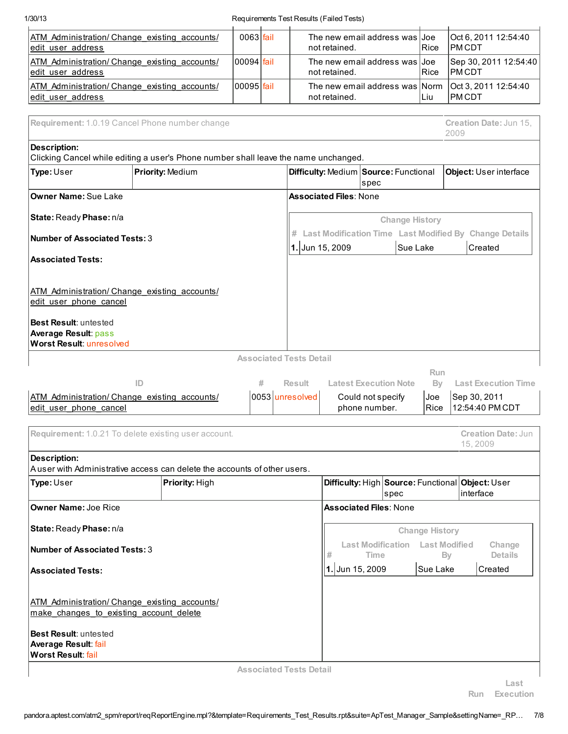| ATM_Administration/ Change_existing_accounts/ edit_user_address | 0063 | fail | The new email address was not retained. | Joe Rice | Oct 6, 2011 12:54:40 PM CDT |
|---|---|---|---|---|---|
| ATM_Administration/ Change_existing_accounts/ edit_user_address | 00094 | fail | The new email address was not retained. | Joe Rice | Sep 30, 2011 12:54:40 PM CDT |
| ATM_Administration/ Change_existing_accounts/ edit_user_address | 00095 | fail | The new email address was not retained. | Norm Liu | Oct 3, 2011 12:54:40 PM CDT |

**Requirement:** 1.0.19 Cancel Phone number change

**Creation Date:** Jun 15, 2009

**Description:**
Clicking Cancel while editing a user's Phone number shall leave the name unchanged.

**Type:** User | **Priority:** Medium | **Difficulty:** Medium | **Source:** Functional spec | **Object:** User interface

**Owner Name:** Sue Lake

**Associated Files**: None

**State:** Ready **Phase:** n/a

**Number of Associated Tests:** 3

**Associated Tests:**

ATM_Administration/ Change_existing_accounts/ edit_user_phone_cancel

**Best Result**: untested
**Average Result**: pass
**Worst Result**: unresolved

**Change History**

| # | Last Modification Time | Last Modified By | Change Details |
|---|---|---|---|
| 1. | Jun 15, 2009 | Sue Lake | Created |

**Associated Tests Detail**

| ID | # | Result | Latest Execution Note | Run By | Last Execution Time |
|---|---|---|---|---|---|
| ATM_Administration/ Change_existing_accounts/ edit_user_phone_cancel | 0053 | unresolved | Could not specify phone number. | Joe Rice | Sep 30, 2011 12:54:40 PM CDT |

**Requirement:** 1.0.21 To delete existing user account.

**Creation Date:** Jun 15, 2009

**Description:**
A user with Administrative access can delete the accounts of other users.

**Type:** User | **Priority:** High | **Difficulty:** High | **Source:** Functional spec | **Object:** User interface

**Owner Name:** Joe Rice

**Associated Files**: None

**State:** Ready **Phase:** n/a

**Number of Associated Tests:** 3

**Associated Tests:**

ATM_Administration/ Change_existing_accounts/ make_changes_to_existing_account_delete

**Best Result**: untested
**Average Result**: fail
**Worst Result**: fail

**Change History**

| # | Last Modification Time | Last Modified By | Change Details |
|---|---|---|---|
| 1. | Jun 15, 2009 | Sue Lake | Created |

**Associated Tests Detail**

Run | Last Execution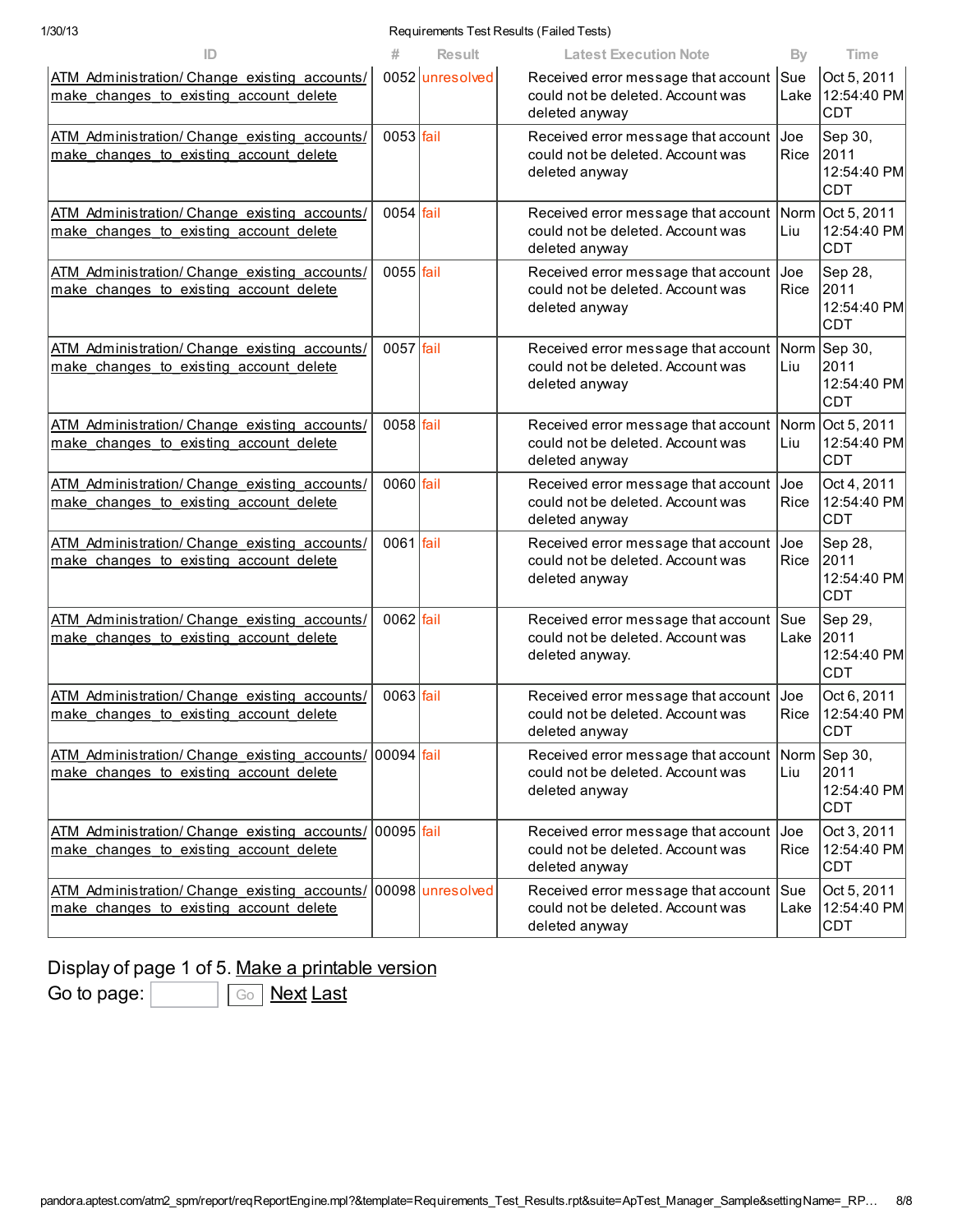| ID | # | Result | Latest Execution Note | By | Time |
|---|---|---|---|---|---|
| ATM_Administration/ Change_existing_accounts/ make_changes_to_existing_account_delete | 0052 | unresolved | Received error message that account could not be deleted. Account was deleted anyway | Sue Lake | Oct 5, 2011 12:54:40 PM CDT |
| ATM_Administration/ Change_existing_accounts/ make_changes_to_existing_account_delete | 0053 | fail | Received error message that account could not be deleted. Account was deleted anyway | Joe Rice | Sep 30, 2011 12:54:40 PM CDT |
| ATM_Administration/ Change_existing_accounts/ make_changes_to_existing_account_delete | 0054 | fail | Received error message that account could not be deleted. Account was deleted anyway | Norm Liu | Oct 5, 2011 12:54:40 PM CDT |
| ATM_Administration/ Change_existing_accounts/ make_changes_to_existing_account_delete | 0055 | fail | Received error message that account could not be deleted. Account was deleted anyway | Joe Rice | Sep 28, 2011 12:54:40 PM CDT |
| ATM_Administration/ Change_existing_accounts/ make_changes_to_existing_account_delete | 0057 | fail | Received error message that account could not be deleted. Account was deleted anyway | Norm Liu | Sep 30, 2011 12:54:40 PM CDT |
| ATM_Administration/ Change_existing_accounts/ make_changes_to_existing_account_delete | 0058 | fail | Received error message that account could not be deleted. Account was deleted anyway | Norm Liu | Oct 5, 2011 12:54:40 PM CDT |
| ATM_Administration/ Change_existing_accounts/ make_changes_to_existing_account_delete | 0060 | fail | Received error message that account could not be deleted. Account was deleted anyway | Joe Rice | Oct 4, 2011 12:54:40 PM CDT |
| ATM_Administration/ Change_existing_accounts/ make_changes_to_existing_account_delete | 0061 | fail | Received error message that account could not be deleted. Account was deleted anyway | Joe Rice | Sep 28, 2011 12:54:40 PM CDT |
| ATM_Administration/ Change_existing_accounts/ make_changes_to_existing_account_delete | 0062 | fail | Received error message that account could not be deleted. Account was deleted anyway. | Sue Lake | Sep 29, 2011 12:54:40 PM CDT |
| ATM_Administration/ Change_existing_accounts/ make_changes_to_existing_account_delete | 0063 | fail | Received error message that account could not be deleted. Account was deleted anyway | Joe Rice | Oct 6, 2011 12:54:40 PM CDT |
| ATM_Administration/ Change_existing_accounts/ make_changes_to_existing_account_delete | 00094 | fail | Received error message that account could not be deleted. Account was deleted anyway | Norm Liu | Sep 30, 2011 12:54:40 PM CDT |
| ATM_Administration/ Change_existing_accounts/ make_changes_to_existing_account_delete | 00095 | fail | Received error message that account could not be deleted. Account was deleted anyway | Joe Rice | Oct 3, 2011 12:54:40 PM CDT |
| ATM_Administration/ Change_existing_accounts/ make_changes_to_existing_account_delete | 00098 | unresolved | Received error message that account could not be deleted. Account was deleted anyway | Sue Lake | Oct 5, 2011 12:54:40 PM CDT |

Display of page 1 of 5. Make a printable version

Go to page: [ ] Go Next Last